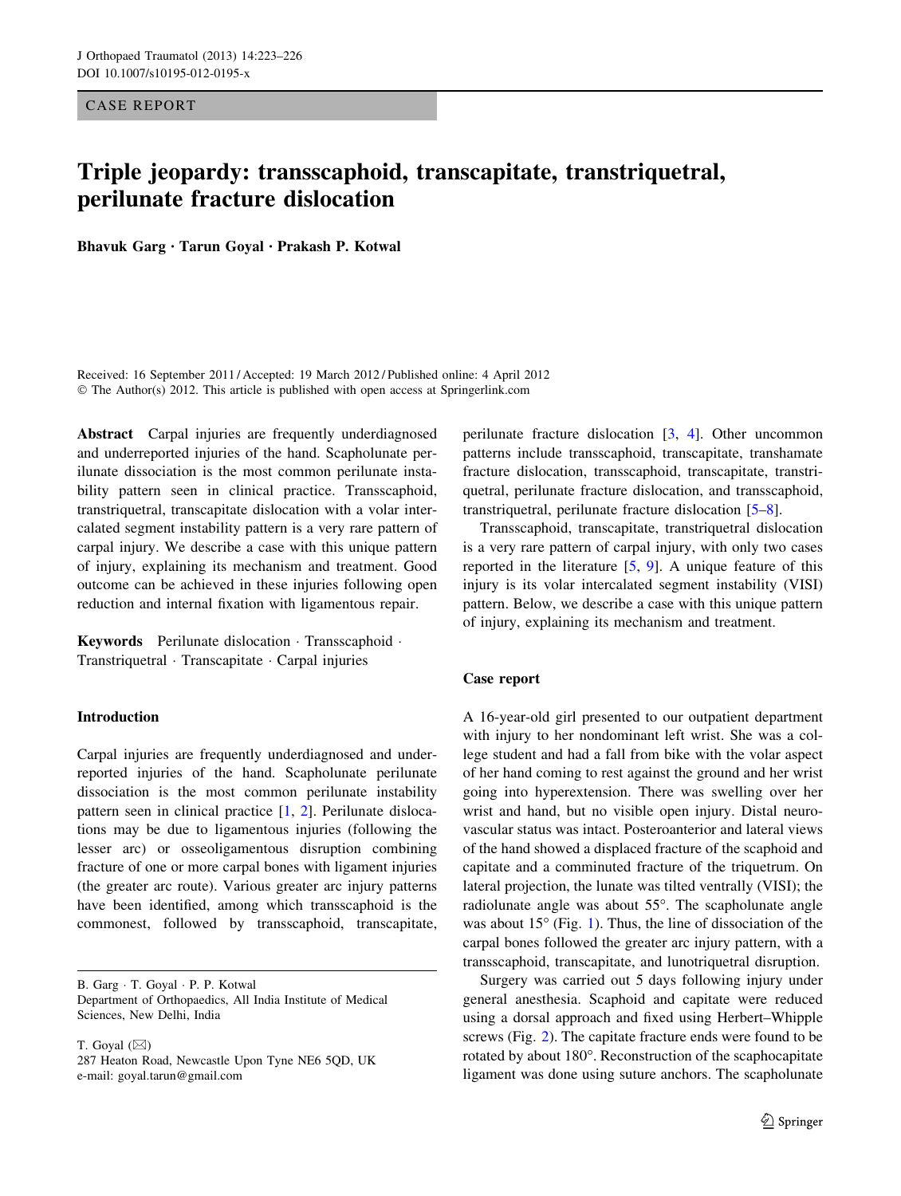CASE REPORT

# Triple jeopardy: transscaphoid, transcapitate, transtriquetral, perilunate fracture dislocation

**Bhavuk Garg · Tarun Goyal · Prakash P. Kotwal**

Received: 16 September 2011 / Accepted: 19 March 2012 / Published online: 4 April 2012
© The Author(s) 2012. This article is published with open access at Springerlink.com

**Abstract** Carpal injuries are frequently underdiagnosed and underreported injuries of the hand. Scapholunate perilunate dissociation is the most common perilunate instability pattern seen in clinical practice. Transscaphoid, transtriquetral, transcapitate dislocation with a volar intercalated segment instability pattern is a very rare pattern of carpal injury. We describe a case with this unique pattern of injury, explaining its mechanism and treatment. Good outcome can be achieved in these injuries following open reduction and internal fixation with ligamentous repair.

**Keywords** Perilunate dislocation · Transscaphoid · Transtriquetral · Transcapitate · Carpal injuries

## Introduction

Carpal injuries are frequently underdiagnosed and underreported injuries of the hand. Scapholunate perilunate dissociation is the most common perilunate instability pattern seen in clinical practice [1, 2]. Perilunate dislocations may be due to ligamentous injuries (following the lesser arc) or osseoligamentous disruption combining fracture of one or more carpal bones with ligament injuries (the greater arc route). Various greater arc injury patterns have been identified, among which transscaphoid is the commonest, followed by transscaphoid, transcapitate, perilunate fracture dislocation [3, 4]. Other uncommon patterns include transscaphoid, transcapitate, transhamate fracture dislocation, transscaphoid, transcapitate, transtriquetral, perilunate fracture dislocation, and transscaphoid, transtriquetral, perilunate fracture dislocation [5–8].

Transscaphoid, transcapitate, transtriquetral dislocation is a very rare pattern of carpal injury, with only two cases reported in the literature [5, 9]. A unique feature of this injury is its volar intercalated segment instability (VISI) pattern. Below, we describe a case with this unique pattern of injury, explaining its mechanism and treatment.

B. Garg · T. Goyal · P. P. Kotwal
Department of Orthopaedics, All India Institute of Medical Sciences, New Delhi, India

T. Goyal (✉)
287 Heaton Road, Newcastle Upon Tyne NE6 5QD, UK
e-mail: goyal.tarun@gmail.com

## Case report

A 16-year-old girl presented to our outpatient department with injury to her nondominant left wrist. She was a college student and had a fall from bike with the volar aspect of her hand coming to rest against the ground and her wrist going into hyperextension. There was swelling over her wrist and hand, but no visible open injury. Distal neurovascular status was intact. Posteroanterior and lateral views of the hand showed a displaced fracture of the scaphoid and capitate and a comminuted fracture of the triquetrum. On lateral projection, the lunate was tilted ventrally (VISI); the radiolunate angle was about 55°. The scapholunate angle was about 15° (Fig. 1). Thus, the line of dissociation of the carpal bones followed the greater arc injury pattern, with a transscaphoid, transcapitate, and lunotriquetral disruption.

Surgery was carried out 5 days following injury under general anesthesia. Scaphoid and capitate were reduced using a dorsal approach and fixed using Herbert–Whipple screws (Fig. 2). The capitate fracture ends were found to be rotated by about 180°. Reconstruction of the scaphocapitate ligament was done using suture anchors. The scapholunate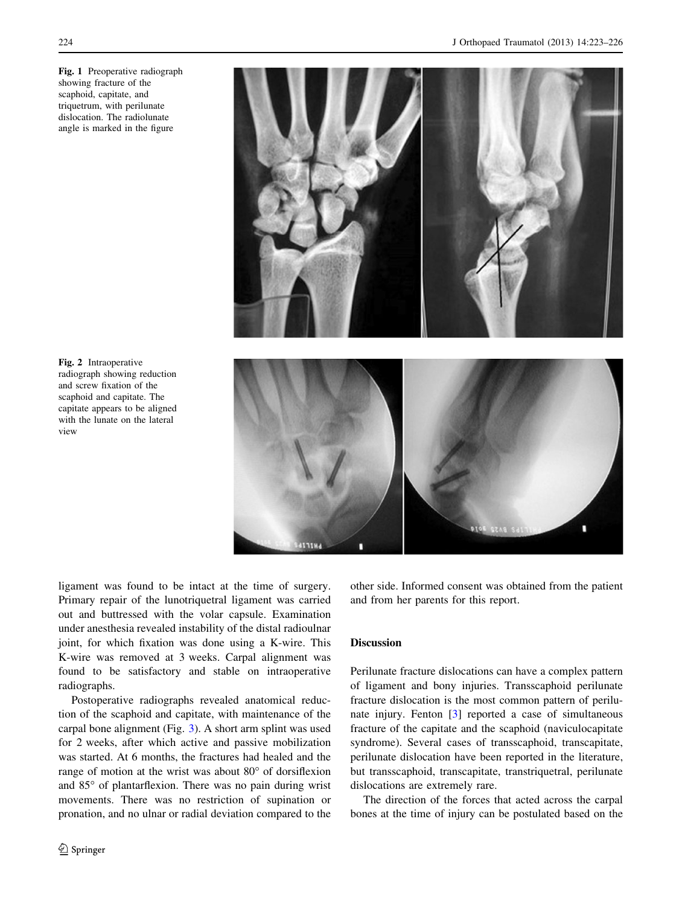Fig. 1 Preoperative radiograph showing fracture of the scaphoid, capitate, and triquetrum, with perilunate dislocation. The radiolunate angle is marked in the figure

Fig. 2 Intraoperative radiograph showing reduction and screw fixation of the scaphoid and capitate. The capitate appears to be aligned with the lunate on the lateral view

ligament was found to be intact at the time of surgery. Primary repair of the lunotriquetral ligament was carried out and buttressed with the volar capsule. Examination under anesthesia revealed instability of the distal radioulnar joint, for which fixation was done using a K-wire. This K-wire was removed at 3 weeks. Carpal alignment was found to be satisfactory and stable on intraoperative radiographs.

Postoperative radiographs revealed anatomical reduction of the scaphoid and capitate, with maintenance of the carpal bone alignment (Fig. 3). A short arm splint was used for 2 weeks, after which active and passive mobilization was started. At 6 months, the fractures had healed and the range of motion at the wrist was about 80° of dorsiflexion and 85° of plantarflexion. There was no pain during wrist movements. There was no restriction of supination or pronation, and no ulnar or radial deviation compared to the other side. Informed consent was obtained from the patient and from her parents for this report.

## Discussion

Perilunate fracture dislocations can have a complex pattern of ligament and bony injuries. Transscaphoid perilunate fracture dislocation is the most common pattern of perilunate injury. Fenton [3] reported a case of simultaneous fracture of the capitate and the scaphoid (naviculocapitate syndrome). Several cases of transscaphoid, transcapitate, perilunate dislocation have been reported in the literature, but transscaphoid, transcapitate, transtriquetral, perilunate dislocations are extremely rare.

The direction of the forces that acted across the carpal bones at the time of injury can be postulated based on the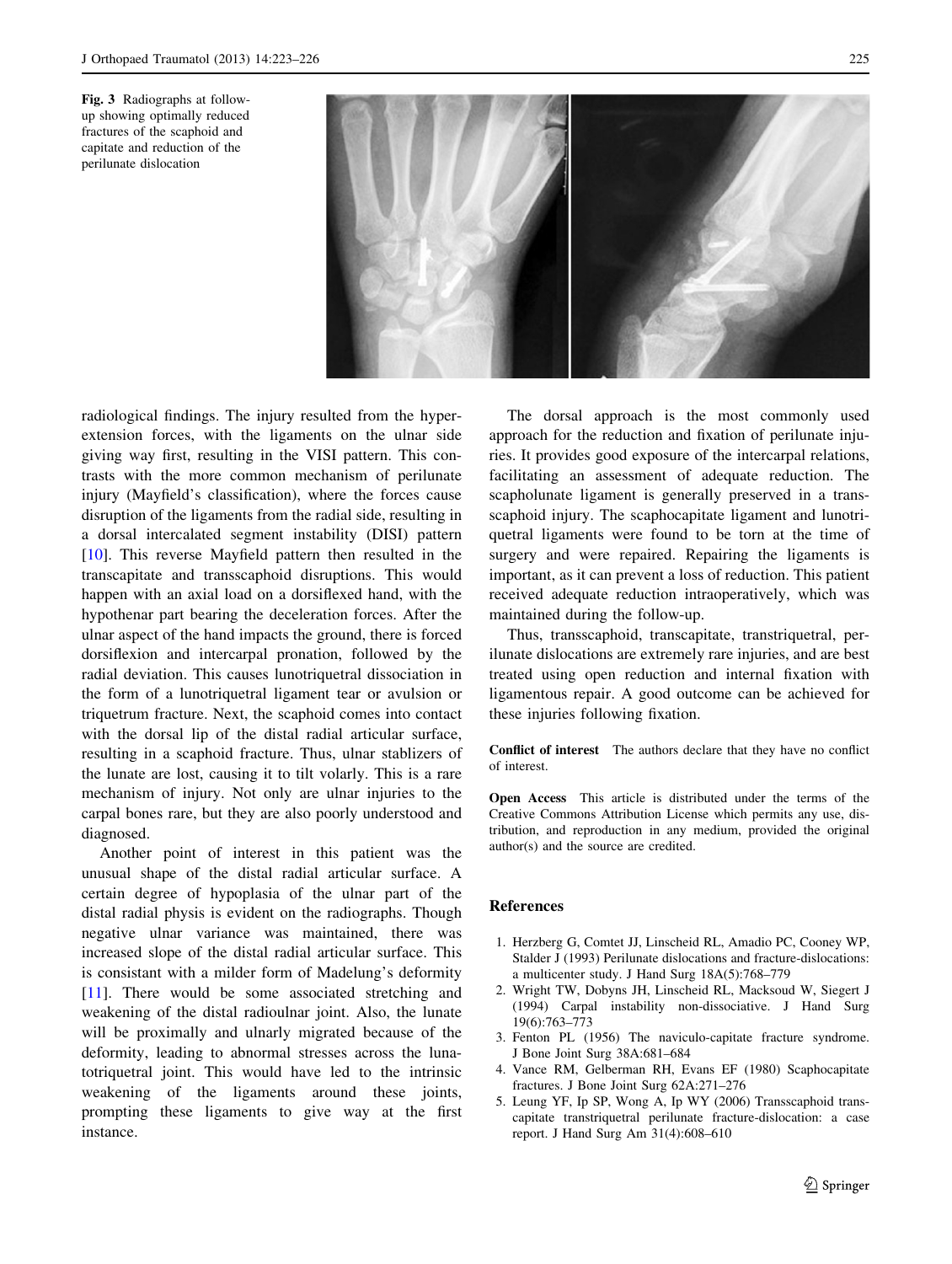Fig. 3 Radiographs at follow-up showing optimally reduced fractures of the scaphoid and capitate and reduction of the perilunate dislocation

radiological findings. The injury resulted from the hyperextension forces, with the ligaments on the ulnar side giving way first, resulting in the VISI pattern. This contrasts with the more common mechanism of perilunate injury (Mayfield's classification), where the forces cause disruption of the ligaments from the radial side, resulting in a dorsal intercalated segment instability (DISI) pattern [10]. This reverse Mayfield pattern then resulted in the transcapitate and transscaphoid disruptions. This would happen with an axial load on a dorsiflexed hand, with the hypothenar part bearing the deceleration forces. After the ulnar aspect of the hand impacts the ground, there is forced dorsiflexion and intercarpal pronation, followed by the radial deviation. This causes lunotriquetral dissociation in the form of a lunotriquetral ligament tear or avulsion or triquetrum fracture. Next, the scaphoid comes into contact with the dorsal lip of the distal radial articular surface, resulting in a scaphoid fracture. Thus, ulnar stablizers of the lunate are lost, causing it to tilt volarly. This is a rare mechanism of injury. Not only are ulnar injuries to the carpal bones rare, but they are also poorly understood and diagnosed.

Another point of interest in this patient was the unusual shape of the distal radial articular surface. A certain degree of hypoplasia of the ulnar part of the distal radial physis is evident on the radiographs. Though negative ulnar variance was maintained, there was increased slope of the distal radial articular surface. This is consistant with a milder form of Madelung's deformity [11]. There would be some associated stretching and weakening of the distal radioulnar joint. Also, the lunate will be proximally and ulnarly migrated because of the deformity, leading to abnormal stresses across the lunatotriquetral joint. This would have led to the intrinsic weakening of the ligaments around these joints, prompting these ligaments to give way at the first instance.

The dorsal approach is the most commonly used approach for the reduction and fixation of perilunate injuries. It provides good exposure of the intercarpal relations, facilitating an assessment of adequate reduction. The scapholunate ligament is generally preserved in a transscaphoid injury. The scaphocapitate ligament and lunotriquetral ligaments were found to be torn at the time of surgery and were repaired. Repairing the ligaments is important, as it can prevent a loss of reduction. This patient received adequate reduction intraoperatively, which was maintained during the follow-up.

Thus, transscaphoid, transcapitate, transtriquetral, perilunate dislocations are extremely rare injuries, and are best treated using open reduction and internal fixation with ligamentous repair. A good outcome can be achieved for these injuries following fixation.

**Conflict of interest** The authors declare that they have no conflict of interest.

**Open Access** This article is distributed under the terms of the Creative Commons Attribution License which permits any use, distribution, and reproduction in any medium, provided the original author(s) and the source are credited.

## References

1. Herzberg G, Comtet JJ, Linscheid RL, Amadio PC, Cooney WP, Stalder J (1993) Perilunate dislocations and fracture-dislocations: a multicenter study. J Hand Surg 18A(5):768–779
2. Wright TW, Dobyns JH, Linscheid RL, Macksoud W, Siegert J (1994) Carpal instability non-dissociative. J Hand Surg 19(6):763–773
3. Fenton PL (1956) The naviculo-capitate fracture syndrome. J Bone Joint Surg 38A:681–684
4. Vance RM, Gelberman RH, Evans EF (1980) Scaphocapitate fractures. J Bone Joint Surg 62A:271–276
5. Leung YF, Ip SP, Wong A, Ip WY (2006) Transscaphoid transcapitate transtriquetral perilunate fracture-dislocation: a case report. J Hand Surg Am 31(4):608–610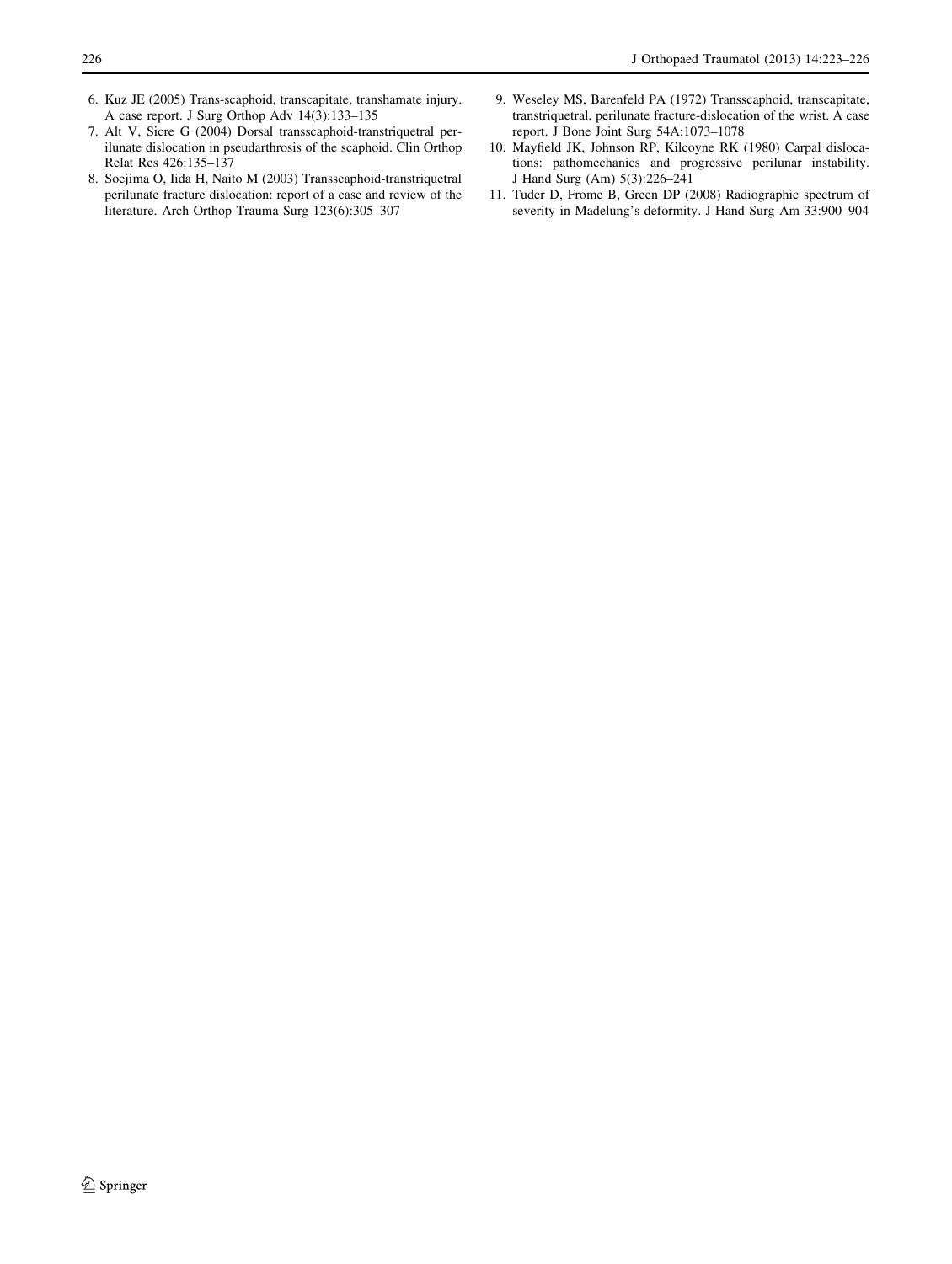6. Kuz JE (2005) Trans-scaphoid, transcapitate, transhamate injury. A case report. J Surg Orthop Adv 14(3):133–135
7. Alt V, Sicre G (2004) Dorsal transscaphoid-transtriquetral perilunate dislocation in pseudarthrosis of the scaphoid. Clin Orthop Relat Res 426:135–137
8. Soejima O, Iida H, Naito M (2003) Transscaphoid-transtriquetral perilunate fracture dislocation: report of a case and review of the literature. Arch Orthop Trauma Surg 123(6):305–307
9. Weseley MS, Barenfeld PA (1972) Transscaphoid, transcapitate, transtriquetral, perilunate fracture-dislocation of the wrist. A case report. J Bone Joint Surg 54A:1073–1078
10. Mayfield JK, Johnson RP, Kilcoyne RK (1980) Carpal dislocations: pathomechanics and progressive perilunar instability. J Hand Surg (Am) 5(3):226–241
11. Tuder D, Frome B, Green DP (2008) Radiographic spectrum of severity in Madelung's deformity. J Hand Surg Am 33:900–904